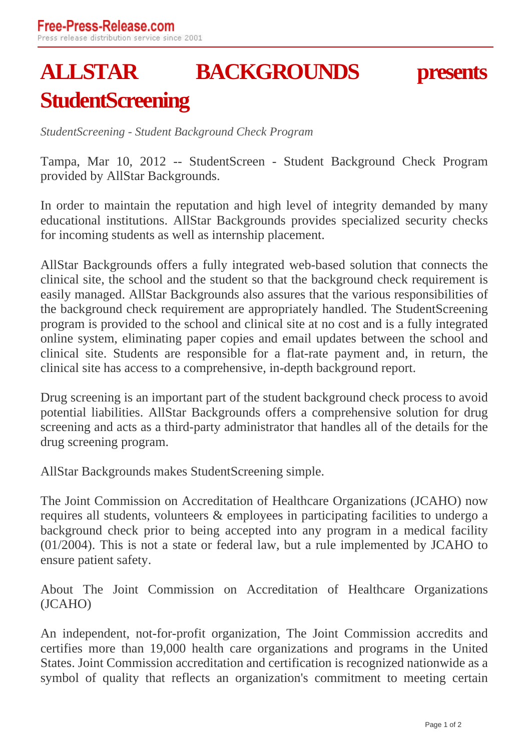# ALLSTAR BACKGROUNDS presents StudentScreening

*StudentScreening - Student Background Check Program*

Tampa, Mar 10, 2012 -- StudentScreen - Student Background Check Program provided by AllStar Backgrounds.

In order to maintain the reputation and high level of integrity demanded by many educational institutions. AllStar Backgrounds provides specialized security checks for incoming students as well as internship placement.

AllStar Backgrounds offers a fully integrated web-based solution that connects the clinical site, the school and the student so that the background check requirement is easily managed. AllStar Backgrounds also assures that the various responsibilities of the background check requirement are appropriately handled. The StudentScreening program is provided to the school and clinical site at no cost and is a fully integrated online system, eliminating paper copies and email updates between the school and clinical site. Students are responsible for a flat-rate payment and, in return, the clinical site has access to a comprehensive, in-depth background report.

Drug screening is an important part of the student background check process to avoid potential liabilities. AllStar Backgrounds offers a comprehensive solution for drug screening and acts as a third-party administrator that handles all of the details for the drug screening program.

AllStar Backgrounds makes StudentScreening simple.

The Joint Commission on Accreditation of Healthcare Organizations (JCAHO) now requires all students, volunteers & employees in participating facilities to undergo a background check prior to being accepted into any program in a medical facility (01/2004). This is not a state or federal law, but a rule implemented by JCAHO to ensure patient safety.

About The Joint Commission on Accreditation of Healthcare Organizations (JCAHO)

An independent, not-for-profit organization, The Joint Commission accredits and certifies more than 19,000 health care organizations and programs in the United States. Joint Commission accreditation and certification is recognized nationwide as a symbol of quality that reflects an organization's commitment to meeting certain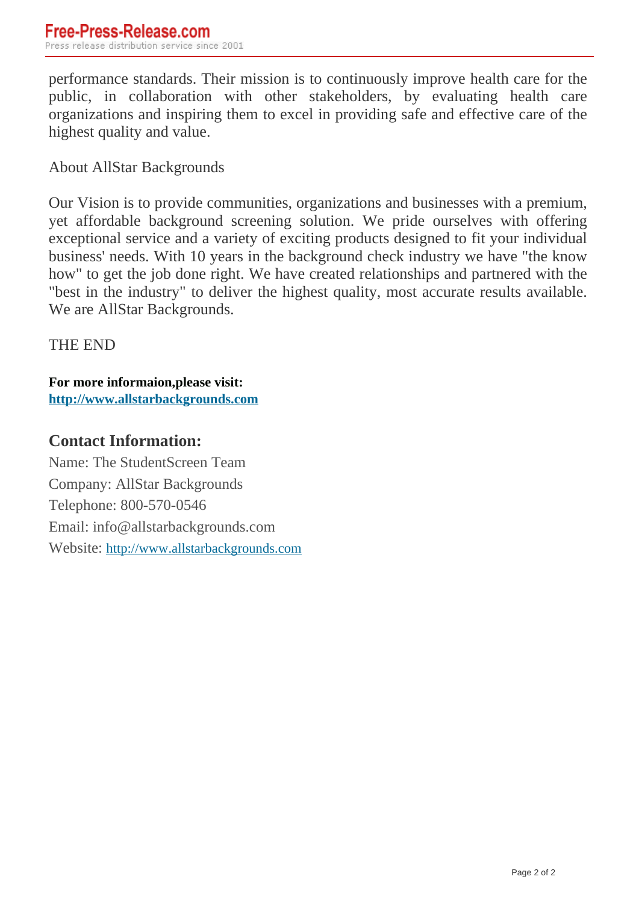performance standards. Their mission is to continuously improve health care for the public, in collaboration with other stakeholders, by evaluating health care organizations and inspiring them to excel in providing safe and effective care of the highest quality and value.

About AllStar Backgrounds

Our Vision is to provide communities, organizations and businesses with a premium, yet affordable background screening solution. We pride ourselves with offering exceptional service and a variety of exciting products designed to fit your individual business' needs. With 10 years in the background check industry we have "the know how" to get the job done right. We have created relationships and partnered with the "best in the industry" to deliver the highest quality, most accurate results available. We are AllStar Backgrounds.

THE END

**For more informaion,please visit:**
**[http://www.allstarbackgrounds.com](http://www.allstarbackgrounds.com)**

## Contact Information:

Name: The StudentScreen Team
Company: AllStar Backgrounds
Telephone: 800-570-0546
Email: info@allstarbackgrounds.com
Website: [http://www.allstarbackgrounds.com](http://www.allstarbackgrounds.com)